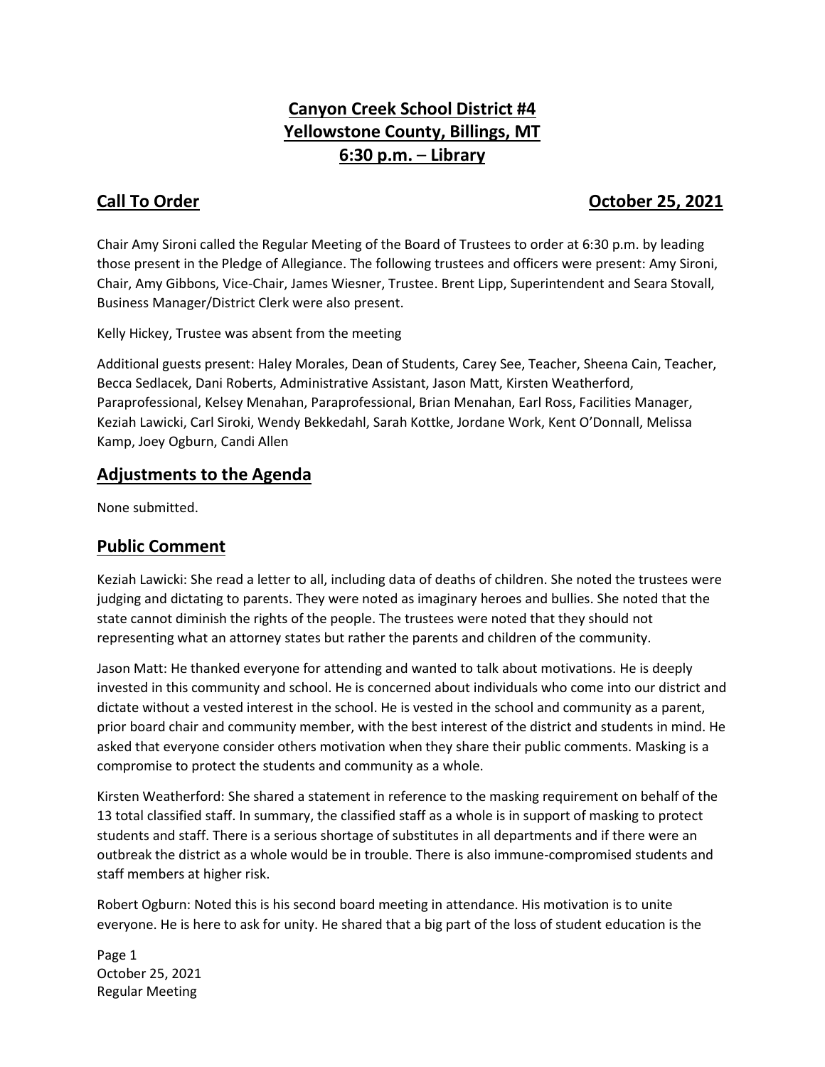# Canyon Creek School District #4
# Yellowstone County, Billings, MT
# 6:30 p.m. – Library

## Call To Order — October 25, 2021

Chair Amy Sironi called the Regular Meeting of the Board of Trustees to order at 6:30 p.m. by leading those present in the Pledge of Allegiance. The following trustees and officers were present: Amy Sironi, Chair, Amy Gibbons, Vice-Chair, James Wiesner, Trustee. Brent Lipp, Superintendent and Seara Stovall, Business Manager/District Clerk were also present.

Kelly Hickey, Trustee was absent from the meeting

Additional guests present: Haley Morales, Dean of Students, Carey See, Teacher, Sheena Cain, Teacher, Becca Sedlacek, Dani Roberts, Administrative Assistant, Jason Matt, Kirsten Weatherford, Paraprofessional, Kelsey Menahan, Paraprofessional, Brian Menahan, Earl Ross, Facilities Manager, Keziah Lawicki, Carl Siroki, Wendy Bekkedahl, Sarah Kottke, Jordane Work, Kent O'Donnall, Melissa Kamp, Joey Ogburn, Candi Allen

## Adjustments to the Agenda

None submitted.

## Public Comment

Keziah Lawicki: She read a letter to all, including data of deaths of children. She noted the trustees were judging and dictating to parents. They were noted as imaginary heroes and bullies. She noted that the state cannot diminish the rights of the people. The trustees were noted that they should not representing what an attorney states but rather the parents and children of the community.

Jason Matt: He thanked everyone for attending and wanted to talk about motivations. He is deeply invested in this community and school. He is concerned about individuals who come into our district and dictate without a vested interest in the school. He is vested in the school and community as a parent, prior board chair and community member, with the best interest of the district and students in mind. He asked that everyone consider others motivation when they share their public comments. Masking is a compromise to protect the students and community as a whole.

Kirsten Weatherford: She shared a statement in reference to the masking requirement on behalf of the 13 total classified staff. In summary, the classified staff as a whole is in support of masking to protect students and staff. There is a serious shortage of substitutes in all departments and if there were an outbreak the district as a whole would be in trouble. There is also immune-compromised students and staff members at higher risk.

Robert Ogburn: Noted this is his second board meeting in attendance. His motivation is to unite everyone. He is here to ask for unity. He shared that a big part of the loss of student education is the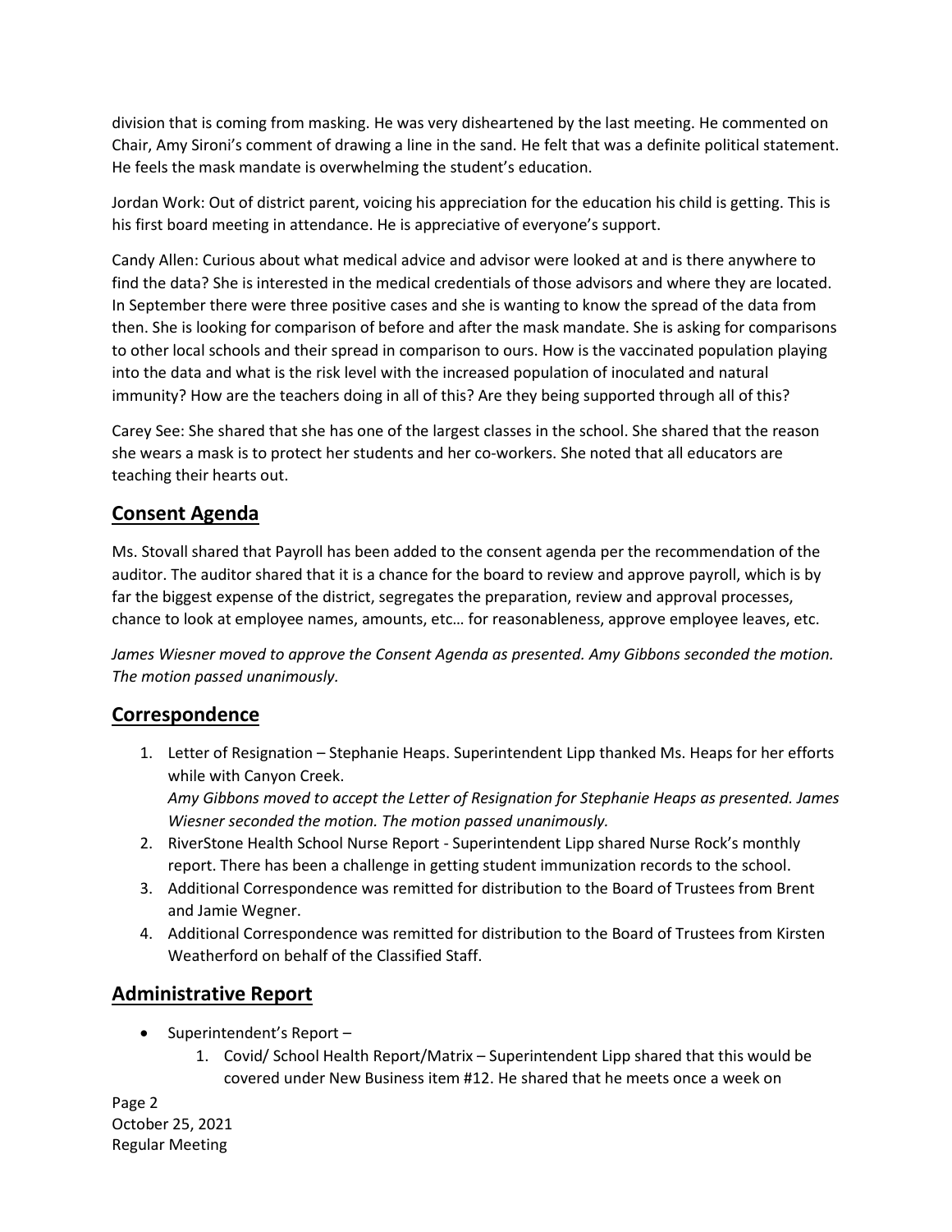division that is coming from masking. He was very disheartened by the last meeting. He commented on Chair, Amy Sironi's comment of drawing a line in the sand. He felt that was a definite political statement. He feels the mask mandate is overwhelming the student's education.

Jordan Work: Out of district parent, voicing his appreciation for the education his child is getting. This is his first board meeting in attendance. He is appreciative of everyone's support.

Candy Allen: Curious about what medical advice and advisor were looked at and is there anywhere to find the data? She is interested in the medical credentials of those advisors and where they are located. In September there were three positive cases and she is wanting to know the spread of the data from then. She is looking for comparison of before and after the mask mandate. She is asking for comparisons to other local schools and their spread in comparison to ours. How is the vaccinated population playing into the data and what is the risk level with the increased population of inoculated and natural immunity? How are the teachers doing in all of this? Are they being supported through all of this?

Carey See: She shared that she has one of the largest classes in the school. She shared that the reason she wears a mask is to protect her students and her co-workers. She noted that all educators are teaching their hearts out.

## Consent Agenda

Ms. Stovall shared that Payroll has been added to the consent agenda per the recommendation of the auditor. The auditor shared that it is a chance for the board to review and approve payroll, which is by far the biggest expense of the district, segregates the preparation, review and approval processes, chance to look at employee names, amounts, etc… for reasonableness, approve employee leaves, etc.

*James Wiesner moved to approve the Consent Agenda as presented. Amy Gibbons seconded the motion. The motion passed unanimously.*

## Correspondence

1. Letter of Resignation – Stephanie Heaps. Superintendent Lipp thanked Ms. Heaps for her efforts while with Canyon Creek.
   *Amy Gibbons moved to accept the Letter of Resignation for Stephanie Heaps as presented. James Wiesner seconded the motion. The motion passed unanimously.*
2. RiverStone Health School Nurse Report - Superintendent Lipp shared Nurse Rock's monthly report. There has been a challenge in getting student immunization records to the school.
3. Additional Correspondence was remitted for distribution to the Board of Trustees from Brent and Jamie Wegner.
4. Additional Correspondence was remitted for distribution to the Board of Trustees from Kirsten Weatherford on behalf of the Classified Staff.

## Administrative Report

- Superintendent's Report –
    1. Covid/ School Health Report/Matrix – Superintendent Lipp shared that this would be covered under New Business item #12. He shared that he meets once a week on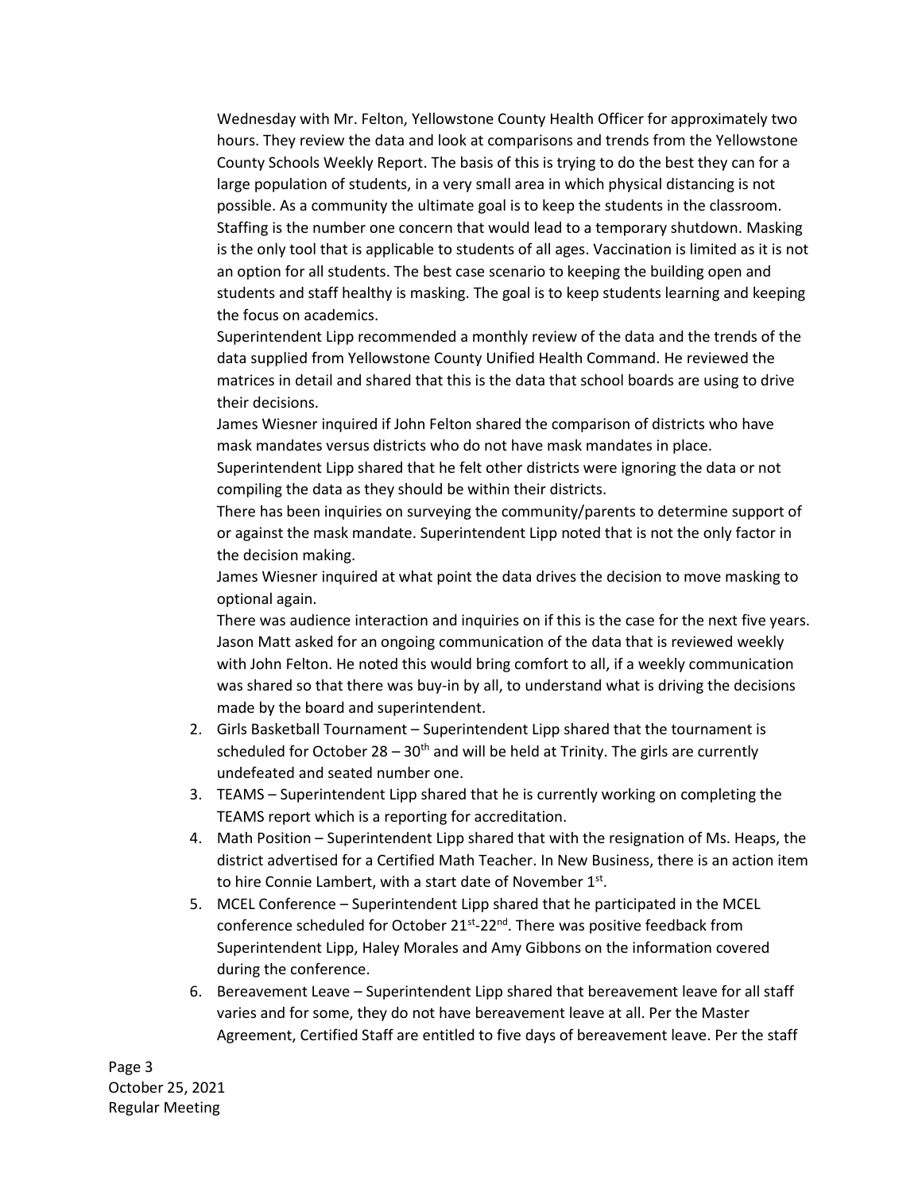Wednesday with Mr. Felton, Yellowstone County Health Officer for approximately two hours. They review the data and look at comparisons and trends from the Yellowstone County Schools Weekly Report. The basis of this is trying to do the best they can for a large population of students, in a very small area in which physical distancing is not possible. As a community the ultimate goal is to keep the students in the classroom. Staffing is the number one concern that would lead to a temporary shutdown. Masking is the only tool that is applicable to students of all ages. Vaccination is limited as it is not an option for all students. The best case scenario to keeping the building open and students and staff healthy is masking. The goal is to keep students learning and keeping the focus on academics.

Superintendent Lipp recommended a monthly review of the data and the trends of the data supplied from Yellowstone County Unified Health Command. He reviewed the matrices in detail and shared that this is the data that school boards are using to drive their decisions.

James Wiesner inquired if John Felton shared the comparison of districts who have mask mandates versus districts who do not have mask mandates in place.

Superintendent Lipp shared that he felt other districts were ignoring the data or not compiling the data as they should be within their districts.

There has been inquiries on surveying the community/parents to determine support of or against the mask mandate. Superintendent Lipp noted that is not the only factor in the decision making.

James Wiesner inquired at what point the data drives the decision to move masking to optional again.

There was audience interaction and inquiries on if this is the case for the next five years. Jason Matt asked for an ongoing communication of the data that is reviewed weekly with John Felton. He noted this would bring comfort to all, if a weekly communication was shared so that there was buy-in by all, to understand what is driving the decisions made by the board and superintendent.

2. Girls Basketball Tournament – Superintendent Lipp shared that the tournament is scheduled for October 28 – 30th and will be held at Trinity. The girls are currently undefeated and seated number one.
3. TEAMS – Superintendent Lipp shared that he is currently working on completing the TEAMS report which is a reporting for accreditation.
4. Math Position – Superintendent Lipp shared that with the resignation of Ms. Heaps, the district advertised for a Certified Math Teacher. In New Business, there is an action item to hire Connie Lambert, with a start date of November 1st.
5. MCEL Conference – Superintendent Lipp shared that he participated in the MCEL conference scheduled for October 21st-22nd. There was positive feedback from Superintendent Lipp, Haley Morales and Amy Gibbons on the information covered during the conference.
6. Bereavement Leave – Superintendent Lipp shared that bereavement leave for all staff varies and for some, they do not have bereavement leave at all. Per the Master Agreement, Certified Staff are entitled to five days of bereavement leave. Per the staff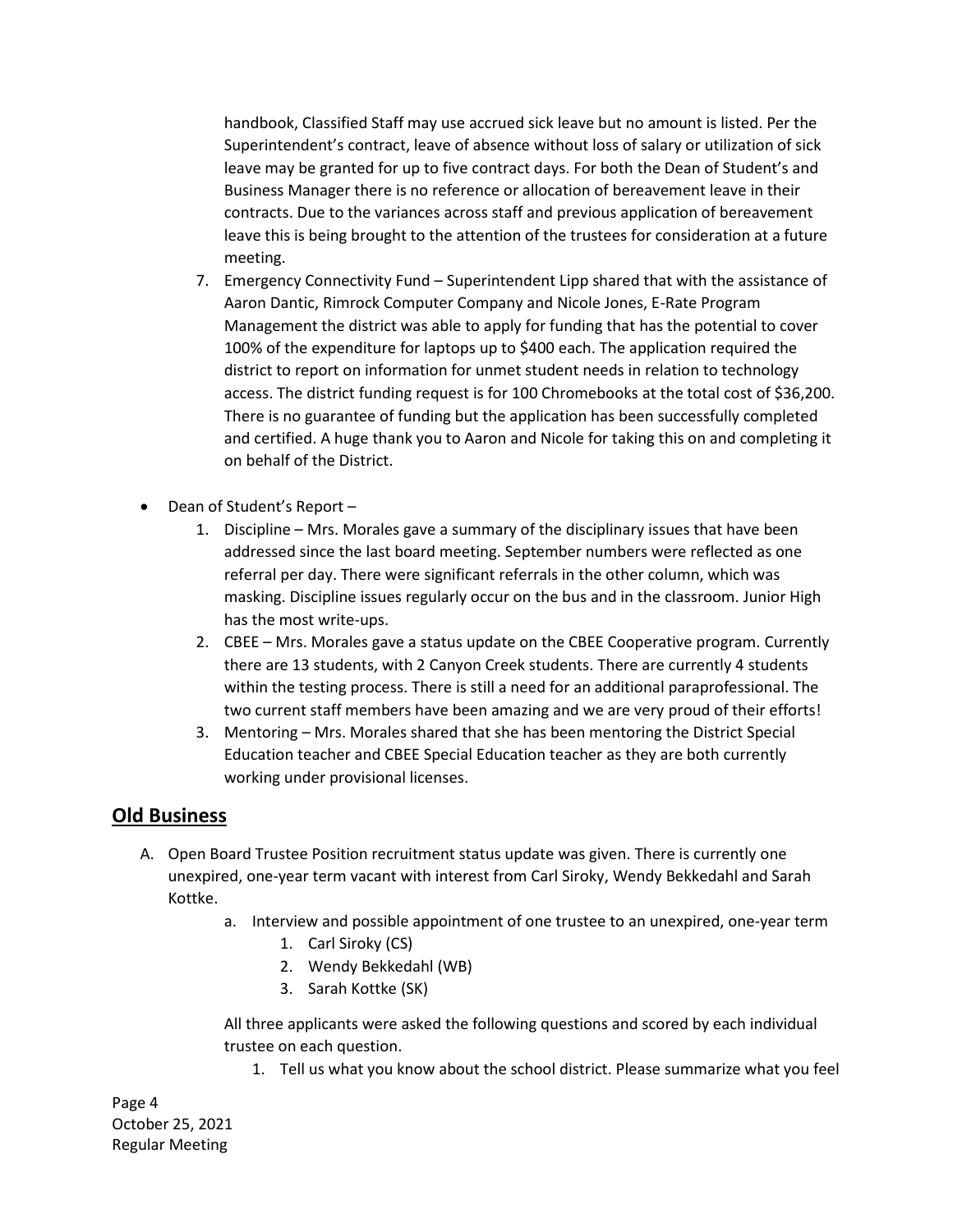handbook, Classified Staff may use accrued sick leave but no amount is listed. Per the Superintendent's contract, leave of absence without loss of salary or utilization of sick leave may be granted for up to five contract days. For both the Dean of Student's and Business Manager there is no reference or allocation of bereavement leave in their contracts. Due to the variances across staff and previous application of bereavement leave this is being brought to the attention of the trustees for consideration at a future meeting.

7. Emergency Connectivity Fund – Superintendent Lipp shared that with the assistance of Aaron Dantic, Rimrock Computer Company and Nicole Jones, E-Rate Program Management the district was able to apply for funding that has the potential to cover 100% of the expenditure for laptops up to $400 each. The application required the district to report on information for unmet student needs in relation to technology access. The district funding request is for 100 Chromebooks at the total cost of $36,200. There is no guarantee of funding but the application has been successfully completed and certified. A huge thank you to Aaron and Nicole for taking this on and completing it on behalf of the District.

- Dean of Student's Report –
  1. Discipline – Mrs. Morales gave a summary of the disciplinary issues that have been addressed since the last board meeting. September numbers were reflected as one referral per day. There were significant referrals in the other column, which was masking. Discipline issues regularly occur on the bus and in the classroom. Junior High has the most write-ups.
  2. CBEE – Mrs. Morales gave a status update on the CBEE Cooperative program. Currently there are 13 students, with 2 Canyon Creek students. There are currently 4 students within the testing process. There is still a need for an additional paraprofessional. The two current staff members have been amazing and we are very proud of their efforts!
  3. Mentoring – Mrs. Morales shared that she has been mentoring the District Special Education teacher and CBEE Special Education teacher as they are both currently working under provisional licenses.

## Old Business

A. Open Board Trustee Position recruitment status update was given. There is currently one unexpired, one-year term vacant with interest from Carl Siroky, Wendy Bekkedahl and Sarah Kottke.

   a. Interview and possible appointment of one trustee to an unexpired, one-year term
      1. Carl Siroky (CS)
      2. Wendy Bekkedahl (WB)
      3. Sarah Kottke (SK)

   All three applicants were asked the following questions and scored by each individual trustee on each question.

   1. Tell us what you know about the school district. Please summarize what you feel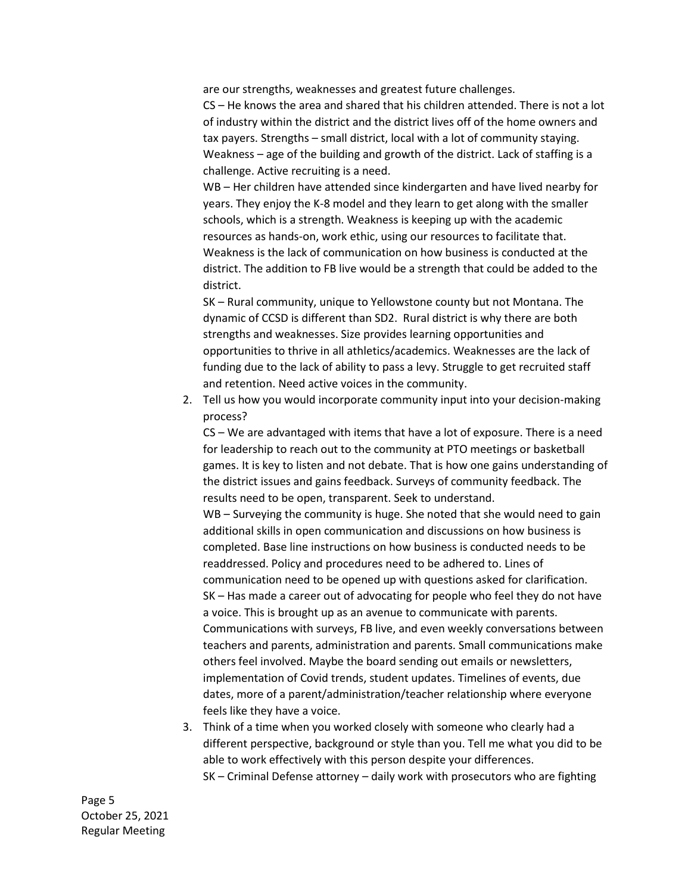are our strengths, weaknesses and greatest future challenges.

CS – He knows the area and shared that his children attended. There is not a lot of industry within the district and the district lives off of the home owners and tax payers. Strengths – small district, local with a lot of community staying. Weakness – age of the building and growth of the district. Lack of staffing is a challenge. Active recruiting is a need.

WB – Her children have attended since kindergarten and have lived nearby for years. They enjoy the K-8 model and they learn to get along with the smaller schools, which is a strength. Weakness is keeping up with the academic resources as hands-on, work ethic, using our resources to facilitate that. Weakness is the lack of communication on how business is conducted at the district. The addition to FB live would be a strength that could be added to the district.

SK – Rural community, unique to Yellowstone county but not Montana. The dynamic of CCSD is different than SD2. Rural district is why there are both strengths and weaknesses. Size provides learning opportunities and opportunities to thrive in all athletics/academics. Weaknesses are the lack of funding due to the lack of ability to pass a levy. Struggle to get recruited staff and retention. Need active voices in the community.

2. Tell us how you would incorporate community input into your decision-making process?

   CS – We are advantaged with items that have a lot of exposure. There is a need for leadership to reach out to the community at PTO meetings or basketball games. It is key to listen and not debate. That is how one gains understanding of the district issues and gains feedback. Surveys of community feedback. The results need to be open, transparent. Seek to understand.

   WB – Surveying the community is huge. She noted that she would need to gain additional skills in open communication and discussions on how business is completed. Base line instructions on how business is conducted needs to be readdressed. Policy and procedures need to be adhered to. Lines of communication need to be opened up with questions asked for clarification.

   SK – Has made a career out of advocating for people who feel they do not have a voice. This is brought up as an avenue to communicate with parents. Communications with surveys, FB live, and even weekly conversations between teachers and parents, administration and parents. Small communications make others feel involved. Maybe the board sending out emails or newsletters, implementation of Covid trends, student updates. Timelines of events, due dates, more of a parent/administration/teacher relationship where everyone feels like they have a voice.

3. Think of a time when you worked closely with someone who clearly had a different perspective, background or style than you. Tell me what you did to be able to work effectively with this person despite your differences.

   SK – Criminal Defense attorney – daily work with prosecutors who are fighting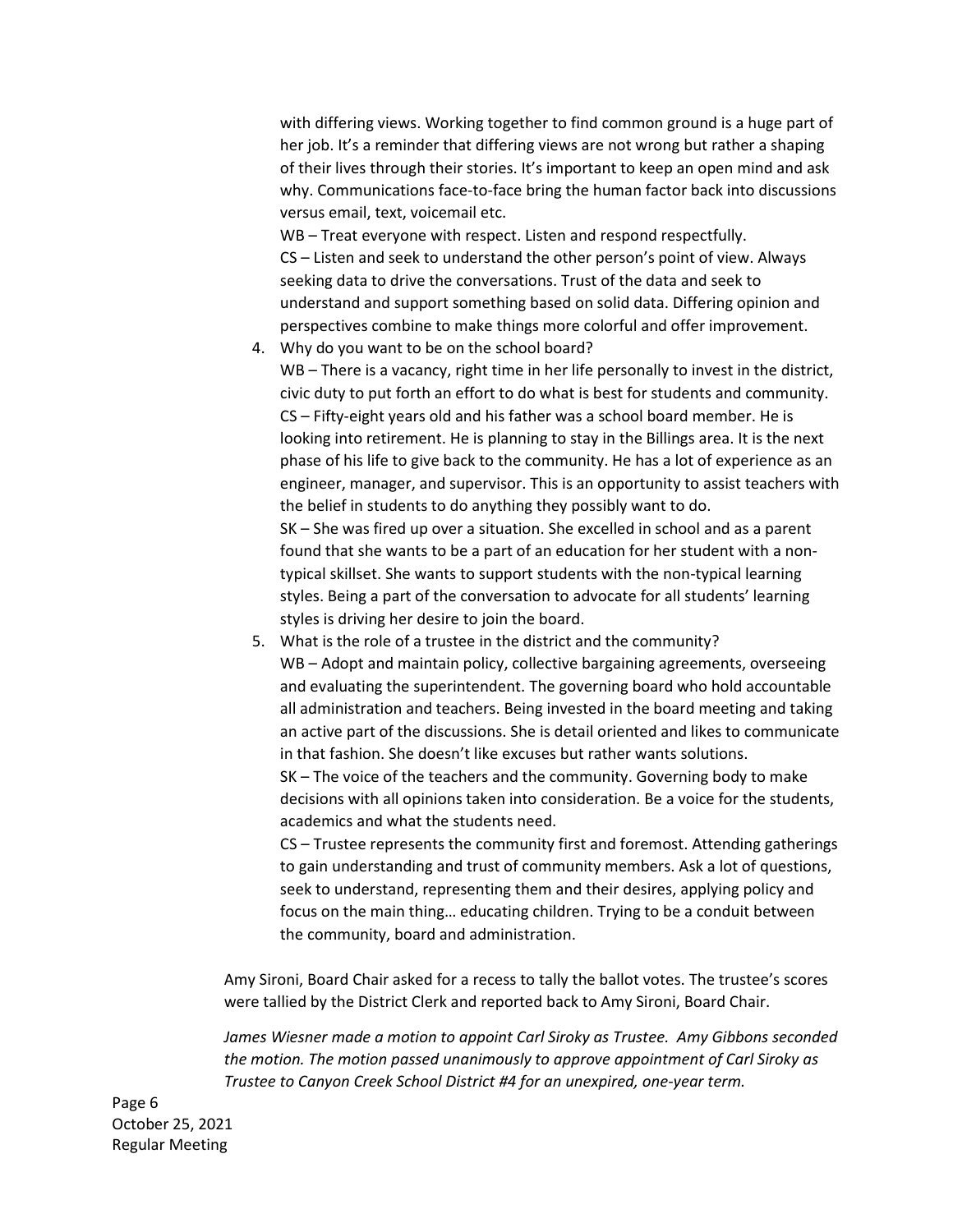with differing views. Working together to find common ground is a huge part of her job. It's a reminder that differing views are not wrong but rather a shaping of their lives through their stories. It's important to keep an open mind and ask why. Communications face-to-face bring the human factor back into discussions versus email, text, voicemail etc.
WB – Treat everyone with respect. Listen and respond respectfully.
CS – Listen and seek to understand the other person's point of view. Always seeking data to drive the conversations. Trust of the data and seek to understand and support something based on solid data. Differing opinion and perspectives combine to make things more colorful and offer improvement.

4. Why do you want to be on the school board?
   WB – There is a vacancy, right time in her life personally to invest in the district, civic duty to put forth an effort to do what is best for students and community.
   CS – Fifty-eight years old and his father was a school board member. He is looking into retirement. He is planning to stay in the Billings area. It is the next phase of his life to give back to the community. He has a lot of experience as an engineer, manager, and supervisor. This is an opportunity to assist teachers with the belief in students to do anything they possibly want to do.
   SK – She was fired up over a situation. She excelled in school and as a parent found that she wants to be a part of an education for her student with a non-typical skillset. She wants to support students with the non-typical learning styles. Being a part of the conversation to advocate for all students' learning styles is driving her desire to join the board.
5. What is the role of a trustee in the district and the community?
   WB – Adopt and maintain policy, collective bargaining agreements, overseeing and evaluating the superintendent. The governing board who hold accountable all administration and teachers. Being invested in the board meeting and taking an active part of the discussions. She is detail oriented and likes to communicate in that fashion. She doesn't like excuses but rather wants solutions.
   SK – The voice of the teachers and the community. Governing body to make decisions with all opinions taken into consideration. Be a voice for the students, academics and what the students need.
   CS – Trustee represents the community first and foremost. Attending gatherings to gain understanding and trust of community members. Ask a lot of questions, seek to understand, representing them and their desires, applying policy and focus on the main thing… educating children. Trying to be a conduit between the community, board and administration.

Amy Sironi, Board Chair asked for a recess to tally the ballot votes. The trustee's scores were tallied by the District Clerk and reported back to Amy Sironi, Board Chair.

*James Wiesner made a motion to appoint Carl Siroky as Trustee. Amy Gibbons seconded the motion. The motion passed unanimously to approve appointment of Carl Siroky as Trustee to Canyon Creek School District #4 for an unexpired, one-year term.*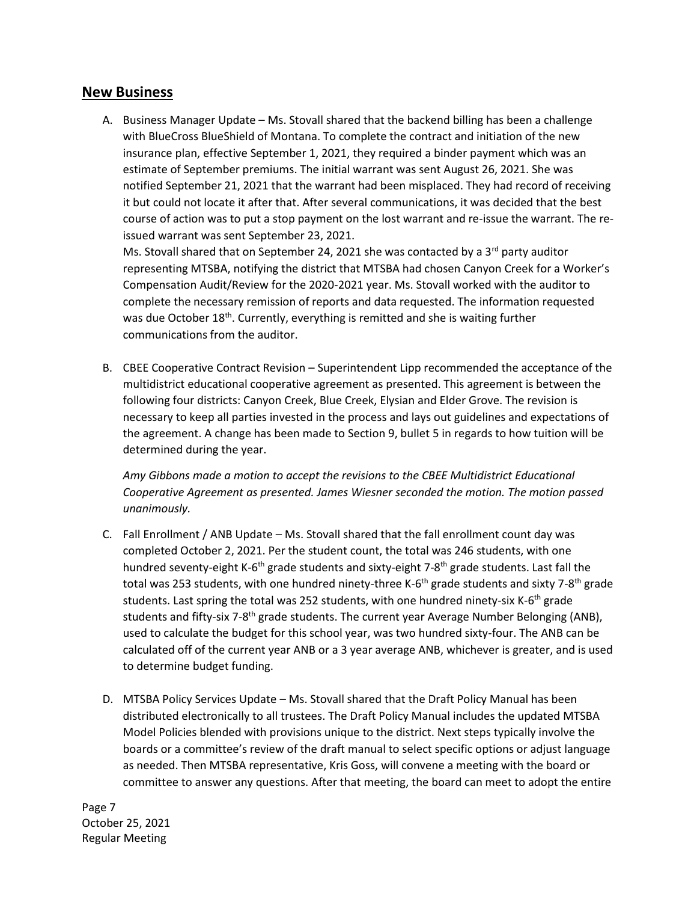## New Business

A. Business Manager Update – Ms. Stovall shared that the backend billing has been a challenge with BlueCross BlueShield of Montana. To complete the contract and initiation of the new insurance plan, effective September 1, 2021, they required a binder payment which was an estimate of September premiums. The initial warrant was sent August 26, 2021. She was notified September 21, 2021 that the warrant had been misplaced. They had record of receiving it but could not locate it after that. After several communications, it was decided that the best course of action was to put a stop payment on the lost warrant and re-issue the warrant. The re-issued warrant was sent September 23, 2021.

   Ms. Stovall shared that on September 24, 2021 she was contacted by a 3rd party auditor representing MTSBA, notifying the district that MTSBA had chosen Canyon Creek for a Worker's Compensation Audit/Review for the 2020-2021 year. Ms. Stovall worked with the auditor to complete the necessary remission of reports and data requested. The information requested was due October 18th. Currently, everything is remitted and she is waiting further communications from the auditor.

B. CBEE Cooperative Contract Revision – Superintendent Lipp recommended the acceptance of the multidistrict educational cooperative agreement as presented. This agreement is between the following four districts: Canyon Creek, Blue Creek, Elysian and Elder Grove. The revision is necessary to keep all parties invested in the process and lays out guidelines and expectations of the agreement. A change has been made to Section 9, bullet 5 in regards to how tuition will be determined during the year.

   *Amy Gibbons made a motion to accept the revisions to the CBEE Multidistrict Educational Cooperative Agreement as presented. James Wiesner seconded the motion. The motion passed unanimously.*

C. Fall Enrollment / ANB Update – Ms. Stovall shared that the fall enrollment count day was completed October 2, 2021. Per the student count, the total was 246 students, with one hundred seventy-eight K-6th grade students and sixty-eight 7-8th grade students. Last fall the total was 253 students, with one hundred ninety-three K-6th grade students and sixty 7-8th grade students. Last spring the total was 252 students, with one hundred ninety-six K-6th grade students and fifty-six 7-8th grade students. The current year Average Number Belonging (ANB), used to calculate the budget for this school year, was two hundred sixty-four. The ANB can be calculated off of the current year ANB or a 3 year average ANB, whichever is greater, and is used to determine budget funding.

D. MTSBA Policy Services Update – Ms. Stovall shared that the Draft Policy Manual has been distributed electronically to all trustees. The Draft Policy Manual includes the updated MTSBA Model Policies blended with provisions unique to the district. Next steps typically involve the boards or a committee's review of the draft manual to select specific options or adjust language as needed. Then MTSBA representative, Kris Goss, will convene a meeting with the board or committee to answer any questions. After that meeting, the board can meet to adopt the entire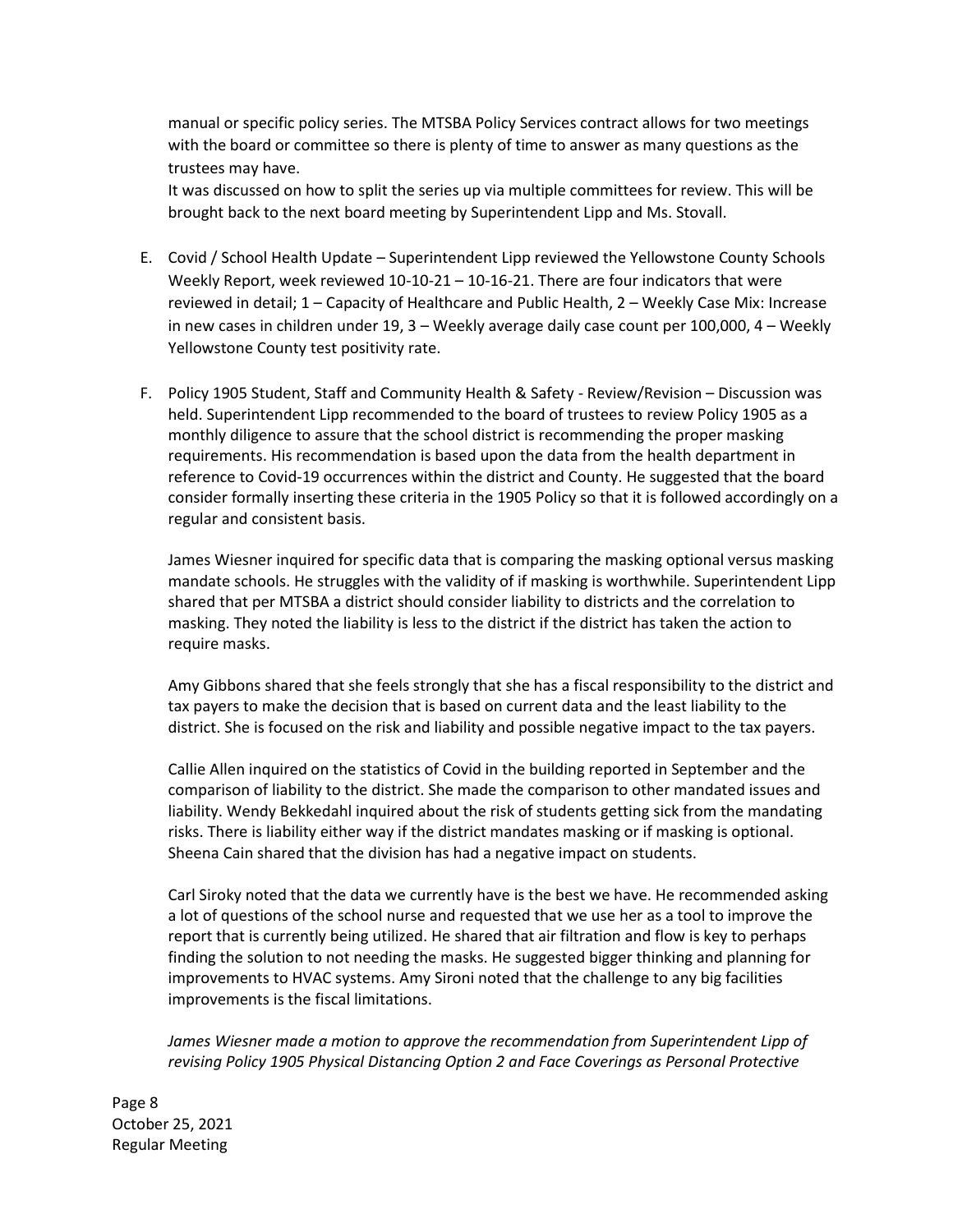manual or specific policy series. The MTSBA Policy Services contract allows for two meetings with the board or committee so there is plenty of time to answer as many questions as the trustees may have.

It was discussed on how to split the series up via multiple committees for review. This will be brought back to the next board meeting by Superintendent Lipp and Ms. Stovall.

E. Covid / School Health Update – Superintendent Lipp reviewed the Yellowstone County Schools Weekly Report, week reviewed 10-10-21 – 10-16-21. There are four indicators that were reviewed in detail; 1 – Capacity of Healthcare and Public Health, 2 – Weekly Case Mix: Increase in new cases in children under 19, 3 – Weekly average daily case count per 100,000, 4 – Weekly Yellowstone County test positivity rate.

F. Policy 1905 Student, Staff and Community Health & Safety - Review/Revision – Discussion was held. Superintendent Lipp recommended to the board of trustees to review Policy 1905 as a monthly diligence to assure that the school district is recommending the proper masking requirements. His recommendation is based upon the data from the health department in reference to Covid-19 occurrences within the district and County. He suggested that the board consider formally inserting these criteria in the 1905 Policy so that it is followed accordingly on a regular and consistent basis.

   James Wiesner inquired for specific data that is comparing the masking optional versus masking mandate schools. He struggles with the validity of if masking is worthwhile. Superintendent Lipp shared that per MTSBA a district should consider liability to districts and the correlation to masking. They noted the liability is less to the district if the district has taken the action to require masks.

   Amy Gibbons shared that she feels strongly that she has a fiscal responsibility to the district and tax payers to make the decision that is based on current data and the least liability to the district. She is focused on the risk and liability and possible negative impact to the tax payers.

   Callie Allen inquired on the statistics of Covid in the building reported in September and the comparison of liability to the district. She made the comparison to other mandated issues and liability. Wendy Bekkedahl inquired about the risk of students getting sick from the mandating risks. There is liability either way if the district mandates masking or if masking is optional. Sheena Cain shared that the division has had a negative impact on students.

   Carl Siroky noted that the data we currently have is the best we have. He recommended asking a lot of questions of the school nurse and requested that we use her as a tool to improve the report that is currently being utilized. He shared that air filtration and flow is key to perhaps finding the solution to not needing the masks. He suggested bigger thinking and planning for improvements to HVAC systems. Amy Sironi noted that the challenge to any big facilities improvements is the fiscal limitations.

   *James Wiesner made a motion to approve the recommendation from Superintendent Lipp of revising Policy 1905 Physical Distancing Option 2 and Face Coverings as Personal Protective*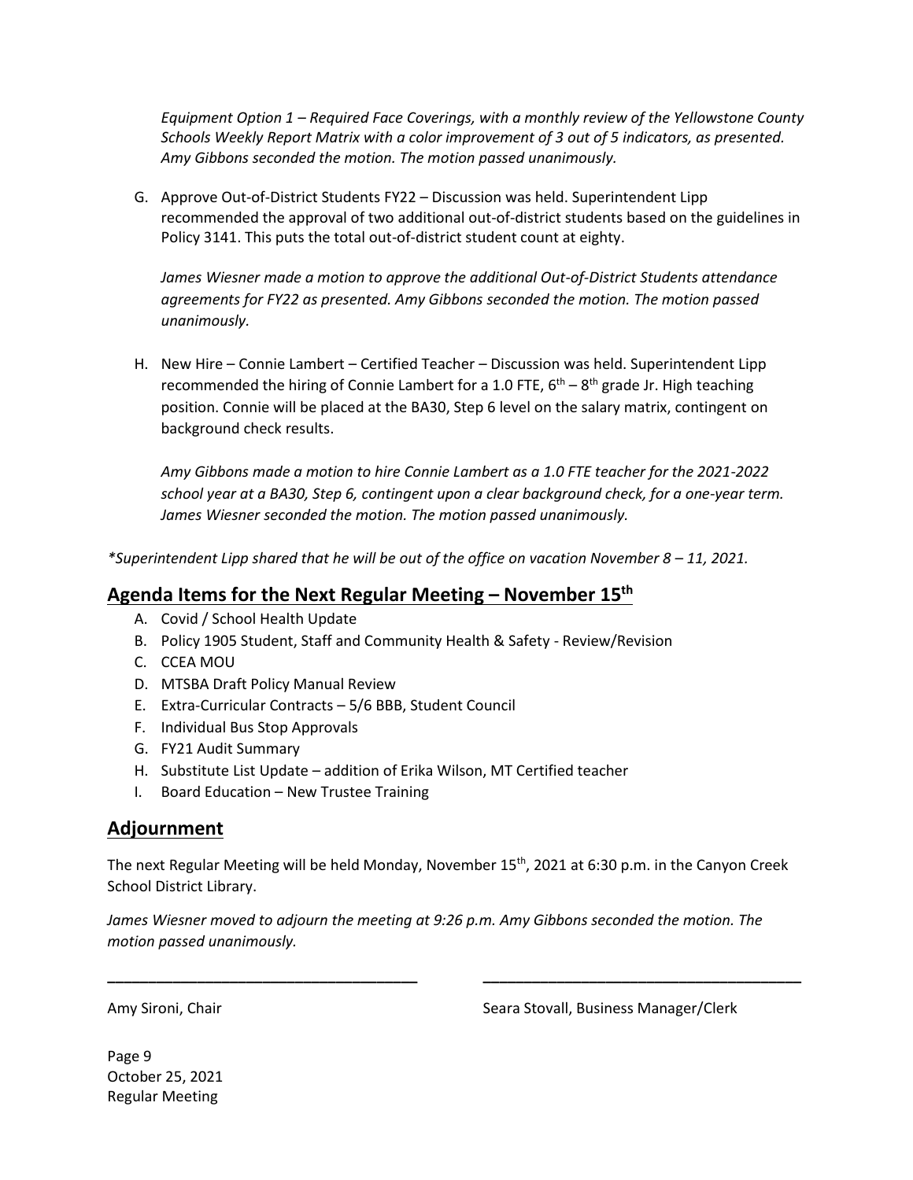*Equipment Option 1 – Required Face Coverings, with a monthly review of the Yellowstone County Schools Weekly Report Matrix with a color improvement of 3 out of 5 indicators, as presented. Amy Gibbons seconded the motion. The motion passed unanimously.*

G. Approve Out-of-District Students FY22 – Discussion was held. Superintendent Lipp recommended the approval of two additional out-of-district students based on the guidelines in Policy 3141. This puts the total out-of-district student count at eighty.

   *James Wiesner made a motion to approve the additional Out-of-District Students attendance agreements for FY22 as presented. Amy Gibbons seconded the motion. The motion passed unanimously.*

H. New Hire – Connie Lambert – Certified Teacher – Discussion was held. Superintendent Lipp recommended the hiring of Connie Lambert for a 1.0 FTE, 6th – 8th grade Jr. High teaching position. Connie will be placed at the BA30, Step 6 level on the salary matrix, contingent on background check results.

   *Amy Gibbons made a motion to hire Connie Lambert as a 1.0 FTE teacher for the 2021-2022 school year at a BA30, Step 6, contingent upon a clear background check, for a one-year term. James Wiesner seconded the motion. The motion passed unanimously.*

*\*Superintendent Lipp shared that he will be out of the office on vacation November 8 – 11, 2021.*

## Agenda Items for the Next Regular Meeting – November 15th

A. Covid / School Health Update
B. Policy 1905 Student, Staff and Community Health & Safety - Review/Revision
C. CCEA MOU
D. MTSBA Draft Policy Manual Review
E. Extra-Curricular Contracts – 5/6 BBB, Student Council
F. Individual Bus Stop Approvals
G. FY21 Audit Summary
H. Substitute List Update – addition of Erika Wilson, MT Certified teacher
I. Board Education – New Trustee Training

## Adjournment

The next Regular Meeting will be held Monday, November 15th, 2021 at 6:30 p.m. in the Canyon Creek School District Library.

*James Wiesner moved to adjourn the meeting at 9:26 p.m. Amy Gibbons seconded the motion. The motion passed unanimously.*

\_\_\_\_\_\_\_\_\_\_\_\_\_\_\_\_\_\_\_\_\_\_\_\_\_\_\_\_\_\_\_\_\_\_\_\_ \_\_\_\_\_\_\_\_\_\_\_\_\_\_\_\_\_\_\_\_\_\_\_\_\_\_\_\_\_\_\_\_\_\_\_\_

Amy Sironi, Chair Seara Stovall, Business Manager/Clerk

Page 9
October 25, 2021
Regular Meeting